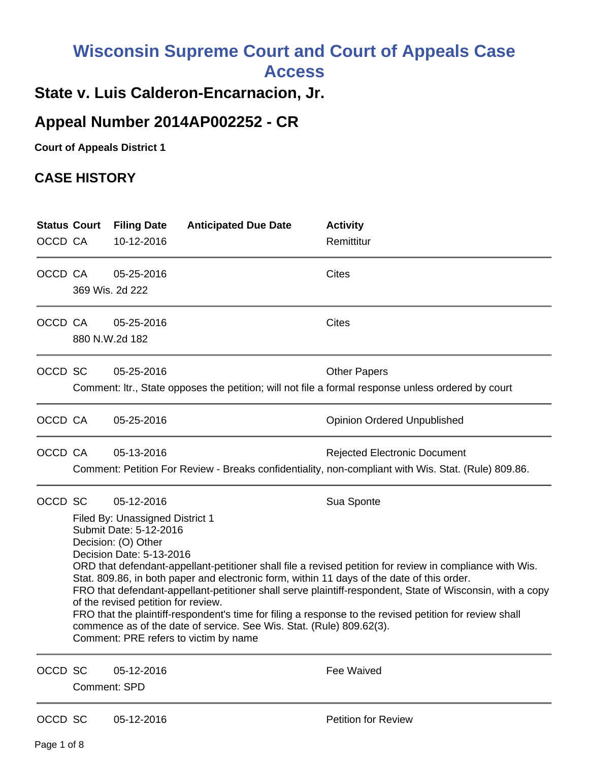# Wisconsin Supreme Court and Court of Appeals Case Access

## State v. Luis Calderon-Encarnacion, Jr.

## Appeal Number 2014AP002252 - CR

**Court of Appeals District 1**

## CASE HISTORY

| Status | Court | Filing Date | Anticipated Due Date | Activity |
|---|---|---|---|---|
| OCCD | CA | 10-12-2016 | | Remittitur |

| Status | Court | Filing Date | Anticipated Due Date | Activity |
|---|---|---|---|---|
| OCCD | CA | 05-25-2016 | | Cites |

369 Wis. 2d 222

| Status | Court | Filing Date | Anticipated Due Date | Activity |
|---|---|---|---|---|
| OCCD | CA | 05-25-2016 | | Cites |

880 N.W.2d 182

| Status | Court | Filing Date | Anticipated Due Date | Activity |
|---|---|---|---|---|
| OCCD | SC | 05-25-2016 | | Other Papers |

Comment: ltr., State opposes the petition; will not file a formal response unless ordered by court

| Status | Court | Filing Date | Anticipated Due Date | Activity |
|---|---|---|---|---|
| OCCD | CA | 05-25-2016 | | Opinion Ordered Unpublished |

| Status | Court | Filing Date | Anticipated Due Date | Activity |
|---|---|---|---|---|
| OCCD | CA | 05-13-2016 | | Rejected Electronic Document |

Comment: Petition For Review - Breaks confidentiality, non-compliant with Wis. Stat. (Rule) 809.86.

| Status | Court | Filing Date | Anticipated Due Date | Activity |
|---|---|---|---|---|
| OCCD | SC | 05-12-2016 | | Sua Sponte |

Filed By: Unassigned District 1
Submit Date: 5-12-2016
Decision: (O) Other
Decision Date: 5-13-2016
ORD that defendant-appellant-petitioner shall file a revised petition for review in compliance with Wis. Stat. 809.86, in both paper and electronic form, within 11 days of the date of this order.
FRO that defendant-appellant-petitioner shall serve plaintiff-respondent, State of Wisconsin, with a copy of the revised petition for review.
FRO that the plaintiff-respondent's time for filing a response to the revised petition for review shall commence as of the date of service. See Wis. Stat. (Rule) 809.62(3).
Comment: PRE refers to victim by name

| Status | Court | Filing Date | Anticipated Due Date | Activity |
|---|---|---|---|---|
| OCCD | SC | 05-12-2016 | | Fee Waived |

Comment: SPD

| Status | Court | Filing Date | Anticipated Due Date | Activity |
|---|---|---|---|---|
| OCCD | SC | 05-12-2016 | | Petition for Review |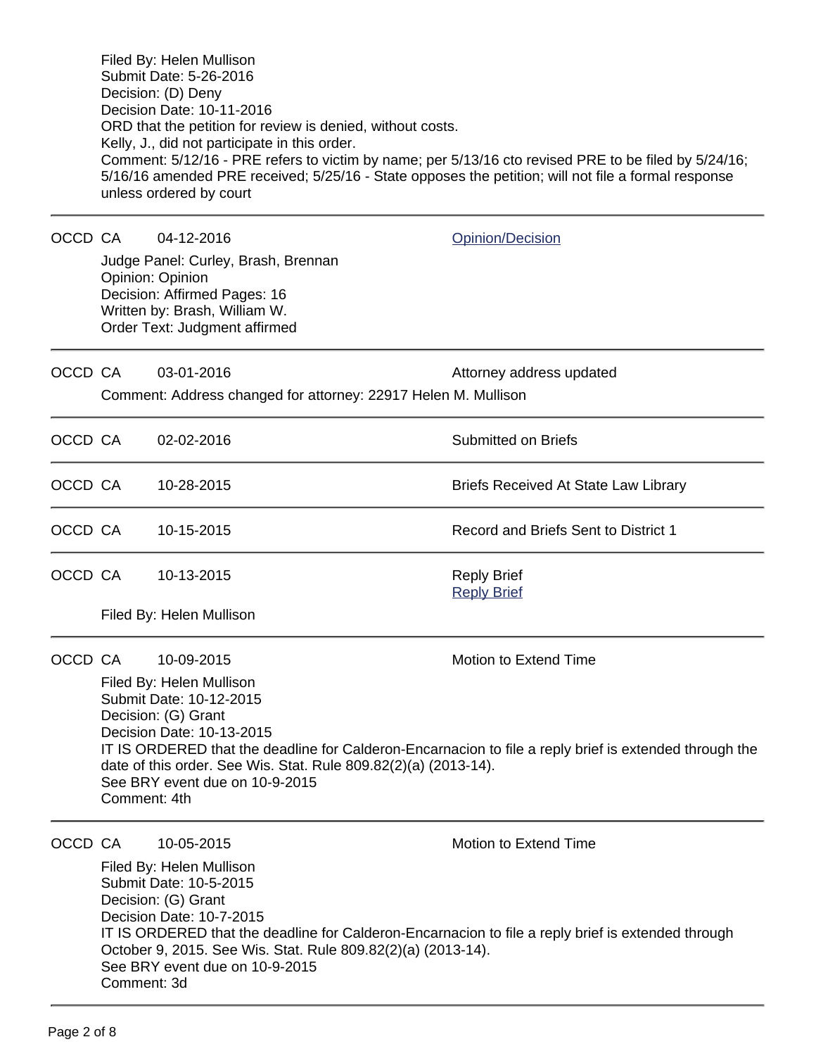Filed By: Helen Mullison
Submit Date: 5-26-2016
Decision: (D) Deny
Decision Date: 10-11-2016
ORD that the petition for review is denied, without costs.
Kelly, J., did not participate in this order.
Comment: 5/12/16 - PRE refers to victim by name; per 5/13/16 cto revised PRE to be filed by 5/24/16; 5/16/16 amended PRE received; 5/25/16 - State opposes the petition; will not file a formal response unless ordered by court

---

OCCD CA 04-12-2016 Opinion/Decision

Judge Panel: Curley, Brash, Brennan
Opinion: Opinion
Decision: Affirmed Pages: 16
Written by: Brash, William W.
Order Text: Judgment affirmed

---

OCCD CA 03-01-2016 Attorney address updated

Comment: Address changed for attorney: 22917 Helen M. Mullison

---

OCCD CA 02-02-2016 Submitted on Briefs

---

OCCD CA 10-28-2015 Briefs Received At State Law Library

---

OCCD CA 10-15-2015 Record and Briefs Sent to District 1

---

OCCD CA 10-13-2015 Reply Brief
Reply Brief

Filed By: Helen Mullison

---

OCCD CA 10-09-2015 Motion to Extend Time

Filed By: Helen Mullison
Submit Date: 10-12-2015
Decision: (G) Grant
Decision Date: 10-13-2015
IT IS ORDERED that the deadline for Calderon-Encarnacion to file a reply brief is extended through the date of this order. See Wis. Stat. Rule 809.82(2)(a) (2013-14).
See BRY event due on 10-9-2015
Comment: 4th

---

OCCD CA 10-05-2015 Motion to Extend Time

Filed By: Helen Mullison
Submit Date: 10-5-2015
Decision: (G) Grant
Decision Date: 10-7-2015
IT IS ORDERED that the deadline for Calderon-Encarnacion to file a reply brief is extended through October 9, 2015. See Wis. Stat. Rule 809.82(2)(a) (2013-14).
See BRY event due on 10-9-2015
Comment: 3d

---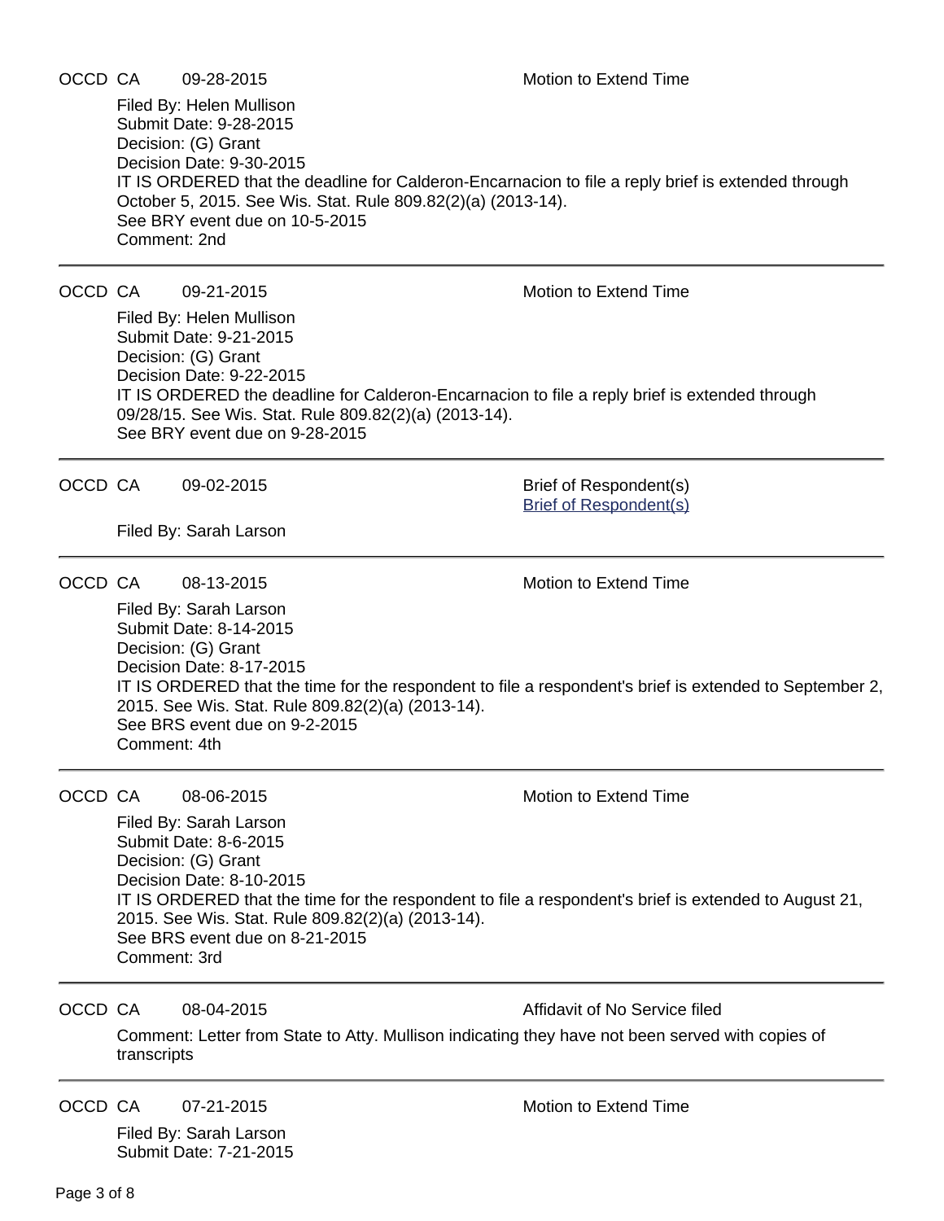OCCD CA 09-28-2015 Motion to Extend Time

Filed By: Helen Mullison
Submit Date: 9-28-2015
Decision: (G) Grant
Decision Date: 9-30-2015
IT IS ORDERED that the deadline for Calderon-Encarnacion to file a reply brief is extended through October 5, 2015. See Wis. Stat. Rule 809.82(2)(a) (2013-14).
See BRY event due on 10-5-2015
Comment: 2nd

---

OCCD CA 09-21-2015 Motion to Extend Time

Filed By: Helen Mullison
Submit Date: 9-21-2015
Decision: (G) Grant
Decision Date: 9-22-2015
IT IS ORDERED the deadline for Calderon-Encarnacion to file a reply brief is extended through 09/28/15. See Wis. Stat. Rule 809.82(2)(a) (2013-14).
See BRY event due on 9-28-2015

---

OCCD CA 09-02-2015 Brief of Respondent(s)
Brief of Respondent(s)

Filed By: Sarah Larson

---

OCCD CA 08-13-2015 Motion to Extend Time

Filed By: Sarah Larson
Submit Date: 8-14-2015
Decision: (G) Grant
Decision Date: 8-17-2015
IT IS ORDERED that the time for the respondent to file a respondent's brief is extended to September 2, 2015. See Wis. Stat. Rule 809.82(2)(a) (2013-14).
See BRS event due on 9-2-2015
Comment: 4th

---

OCCD CA 08-06-2015 Motion to Extend Time

Filed By: Sarah Larson
Submit Date: 8-6-2015
Decision: (G) Grant
Decision Date: 8-10-2015
IT IS ORDERED that the time for the respondent to file a respondent's brief is extended to August 21, 2015. See Wis. Stat. Rule 809.82(2)(a) (2013-14).
See BRS event due on 8-21-2015
Comment: 3rd

---

OCCD CA 08-04-2015 Affidavit of No Service filed

Comment: Letter from State to Atty. Mullison indicating they have not been served with copies of transcripts

---

OCCD CA 07-21-2015 Motion to Extend Time

Filed By: Sarah Larson
Submit Date: 7-21-2015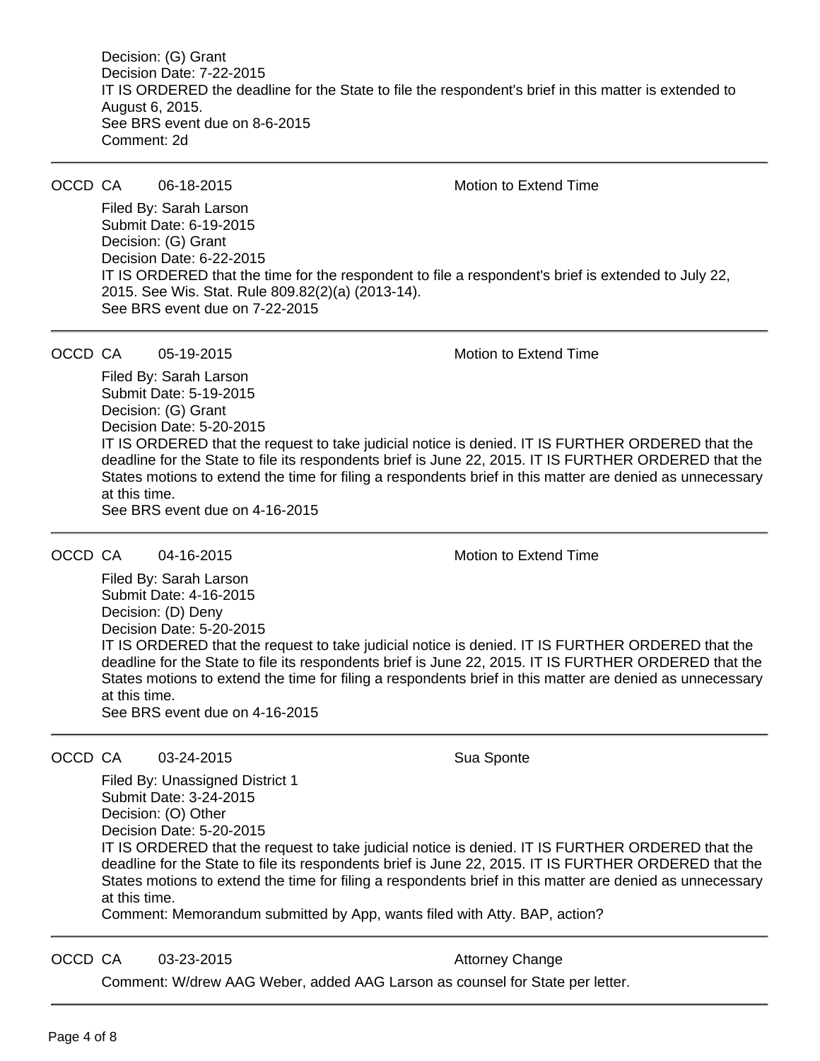Decision: (G) Grant
Decision Date: 7-22-2015
IT IS ORDERED the deadline for the State to file the respondent's brief in this matter is extended to August 6, 2015.
See BRS event due on 8-6-2015
Comment: 2d

---

OCCD CA 06-18-2015 Motion to Extend Time

Filed By: Sarah Larson
Submit Date: 6-19-2015
Decision: (G) Grant
Decision Date: 6-22-2015
IT IS ORDERED that the time for the respondent to file a respondent's brief is extended to July 22, 2015. See Wis. Stat. Rule 809.82(2)(a) (2013-14).
See BRS event due on 7-22-2015

---

OCCD CA 05-19-2015 Motion to Extend Time

Filed By: Sarah Larson
Submit Date: 5-19-2015
Decision: (G) Grant
Decision Date: 5-20-2015
IT IS ORDERED that the request to take judicial notice is denied. IT IS FURTHER ORDERED that the deadline for the State to file its respondents brief is June 22, 2015. IT IS FURTHER ORDERED that the States motions to extend the time for filing a respondents brief in this matter are denied as unnecessary at this time.
See BRS event due on 4-16-2015

---

OCCD CA 04-16-2015 Motion to Extend Time

Filed By: Sarah Larson
Submit Date: 4-16-2015
Decision: (D) Deny
Decision Date: 5-20-2015
IT IS ORDERED that the request to take judicial notice is denied. IT IS FURTHER ORDERED that the deadline for the State to file its respondents brief is June 22, 2015. IT IS FURTHER ORDERED that the States motions to extend the time for filing a respondents brief in this matter are denied as unnecessary at this time.
See BRS event due on 4-16-2015

---

OCCD CA 03-24-2015 Sua Sponte

Filed By: Unassigned District 1
Submit Date: 3-24-2015
Decision: (O) Other
Decision Date: 5-20-2015
IT IS ORDERED that the request to take judicial notice is denied. IT IS FURTHER ORDERED that the deadline for the State to file its respondents brief is June 22, 2015. IT IS FURTHER ORDERED that the States motions to extend the time for filing a respondents brief in this matter are denied as unnecessary at this time.
Comment: Memorandum submitted by App, wants filed with Atty. BAP, action?

---

OCCD CA 03-23-2015 Attorney Change

Comment: W/drew AAG Weber, added AAG Larson as counsel for State per letter.

---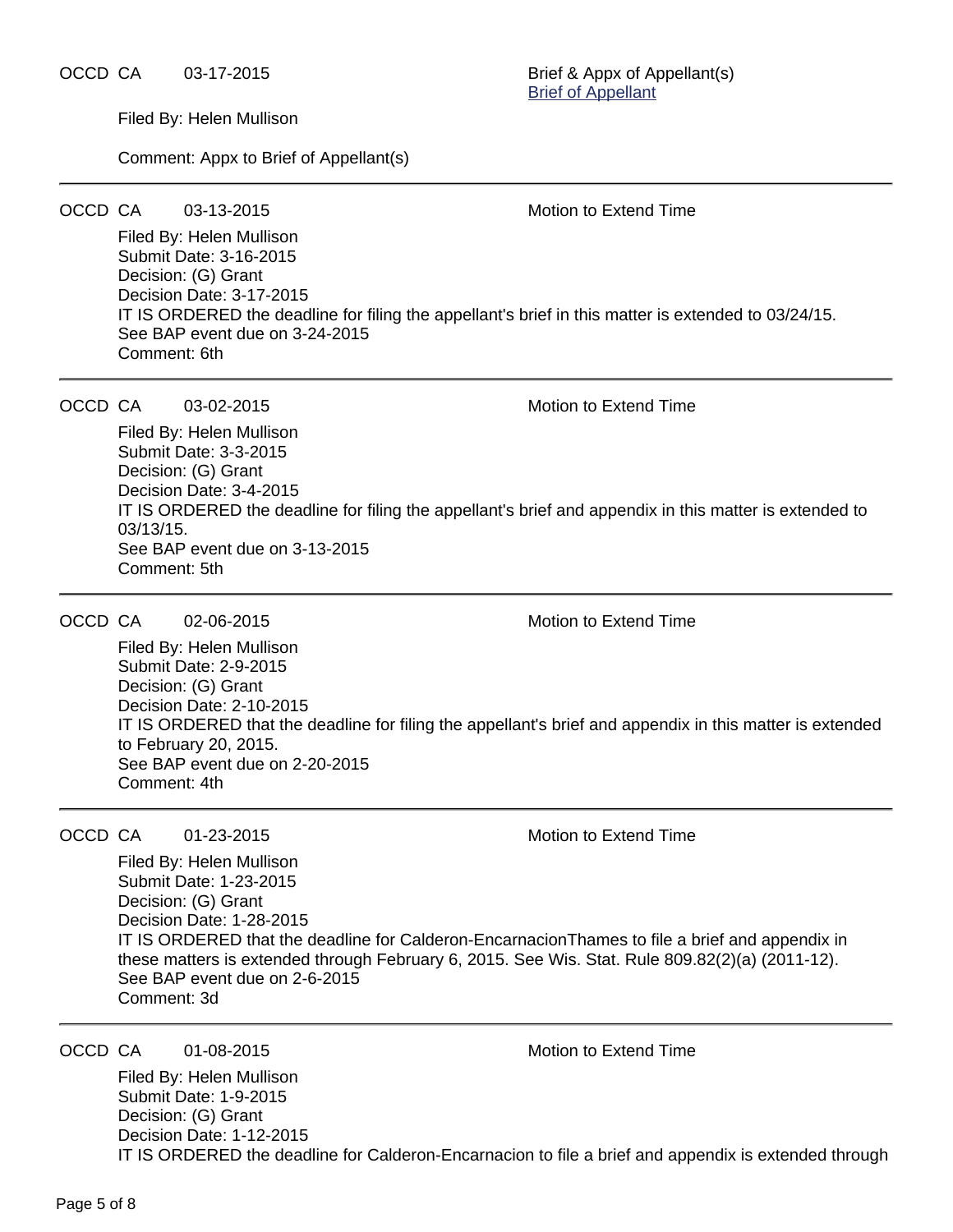OCCD CA 03-17-2015 Brief & Appx of Appellant(s)
Brief of Appellant

Filed By: Helen Mullison

Comment: Appx to Brief of Appellant(s)

---

OCCD CA 03-13-2015 Motion to Extend Time

Filed By: Helen Mullison
Submit Date: 3-16-2015
Decision: (G) Grant
Decision Date: 3-17-2015
IT IS ORDERED the deadline for filing the appellant's brief in this matter is extended to 03/24/15.
See BAP event due on 3-24-2015
Comment: 6th

---

OCCD CA 03-02-2015 Motion to Extend Time

Filed By: Helen Mullison
Submit Date: 3-3-2015
Decision: (G) Grant
Decision Date: 3-4-2015
IT IS ORDERED the deadline for filing the appellant's brief and appendix in this matter is extended to 03/13/15.
See BAP event due on 3-13-2015
Comment: 5th

---

OCCD CA 02-06-2015 Motion to Extend Time

Filed By: Helen Mullison
Submit Date: 2-9-2015
Decision: (G) Grant
Decision Date: 2-10-2015
IT IS ORDERED that the deadline for filing the appellant's brief and appendix in this matter is extended to February 20, 2015.
See BAP event due on 2-20-2015
Comment: 4th

---

OCCD CA 01-23-2015 Motion to Extend Time

Filed By: Helen Mullison
Submit Date: 1-23-2015
Decision: (G) Grant
Decision Date: 1-28-2015
IT IS ORDERED that the deadline for Calderon-EncarnacionThames to file a brief and appendix in these matters is extended through February 6, 2015. See Wis. Stat. Rule 809.82(2)(a) (2011-12).
See BAP event due on 2-6-2015
Comment: 3d

---

OCCD CA 01-08-2015 Motion to Extend Time

Filed By: Helen Mullison
Submit Date: 1-9-2015
Decision: (G) Grant
Decision Date: 1-12-2015
IT IS ORDERED the deadline for Calderon-Encarnacion to file a brief and appendix is extended through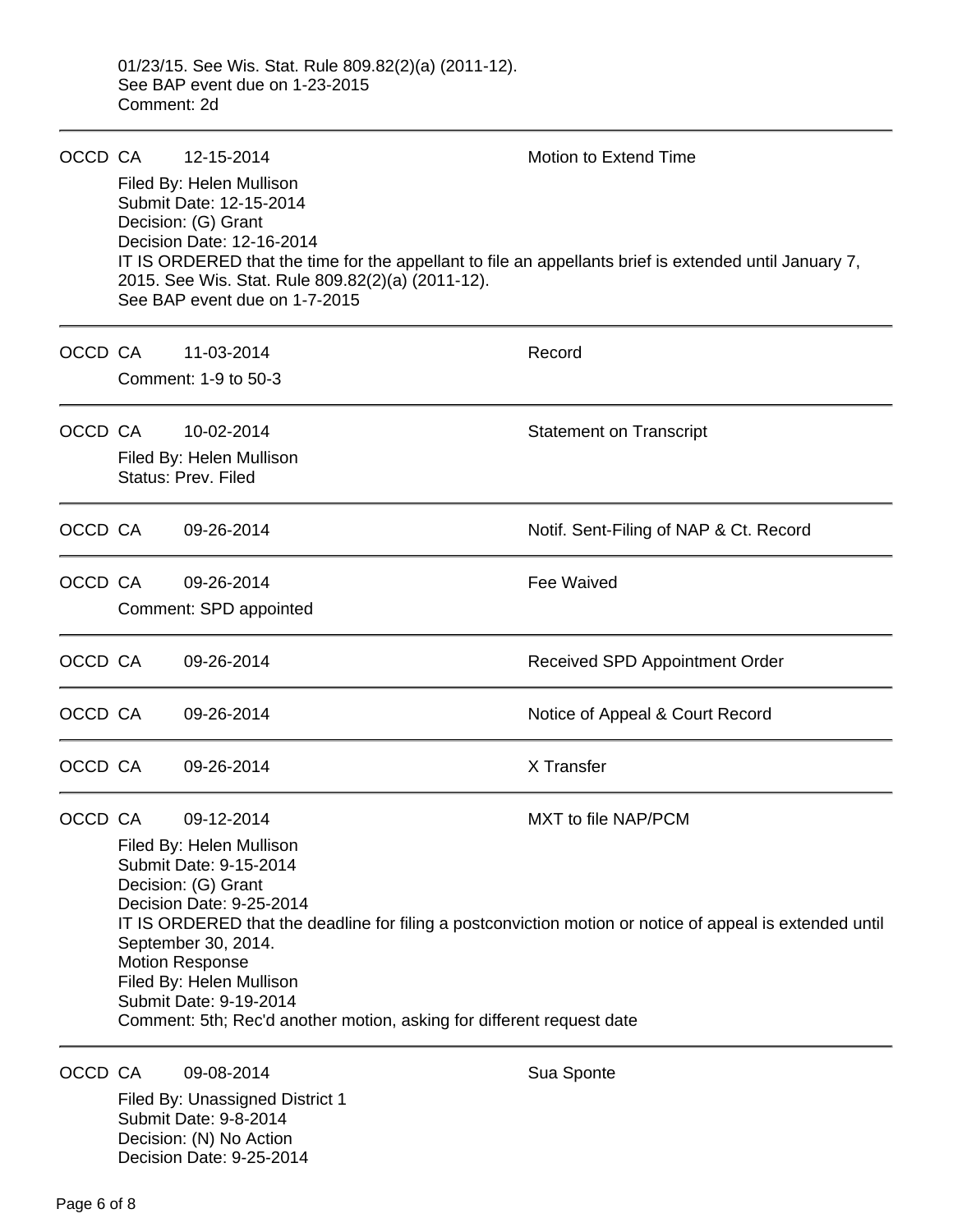01/23/15. See Wis. Stat. Rule 809.82(2)(a) (2011-12).
See BAP event due on 1-23-2015
Comment: 2d

---

OCCD CA 12-15-2014 Motion to Extend Time

Filed By: Helen Mullison
Submit Date: 12-15-2014
Decision: (G) Grant
Decision Date: 12-16-2014
IT IS ORDERED that the time for the appellant to file an appellants brief is extended until January 7, 2015. See Wis. Stat. Rule 809.82(2)(a) (2011-12).
See BAP event due on 1-7-2015

---

OCCD CA 11-03-2014 Record

Comment: 1-9 to 50-3

---

OCCD CA 10-02-2014 Statement on Transcript

Filed By: Helen Mullison
Status: Prev. Filed

---

OCCD CA 09-26-2014 Notif. Sent-Filing of NAP & Ct. Record

---

OCCD CA 09-26-2014 Fee Waived

Comment: SPD appointed

---

OCCD CA 09-26-2014 Received SPD Appointment Order

---

OCCD CA 09-26-2014 Notice of Appeal & Court Record

---

OCCD CA 09-26-2014 X Transfer

---

OCCD CA 09-12-2014 MXT to file NAP/PCM

Filed By: Helen Mullison
Submit Date: 9-15-2014
Decision: (G) Grant
Decision Date: 9-25-2014
IT IS ORDERED that the deadline for filing a postconviction motion or notice of appeal is extended until September 30, 2014.
Motion Response
Filed By: Helen Mullison
Submit Date: 9-19-2014
Comment: 5th; Rec'd another motion, asking for different request date

---

OCCD CA 09-08-2014 Sua Sponte

Filed By: Unassigned District 1
Submit Date: 9-8-2014
Decision: (N) No Action
Decision Date: 9-25-2014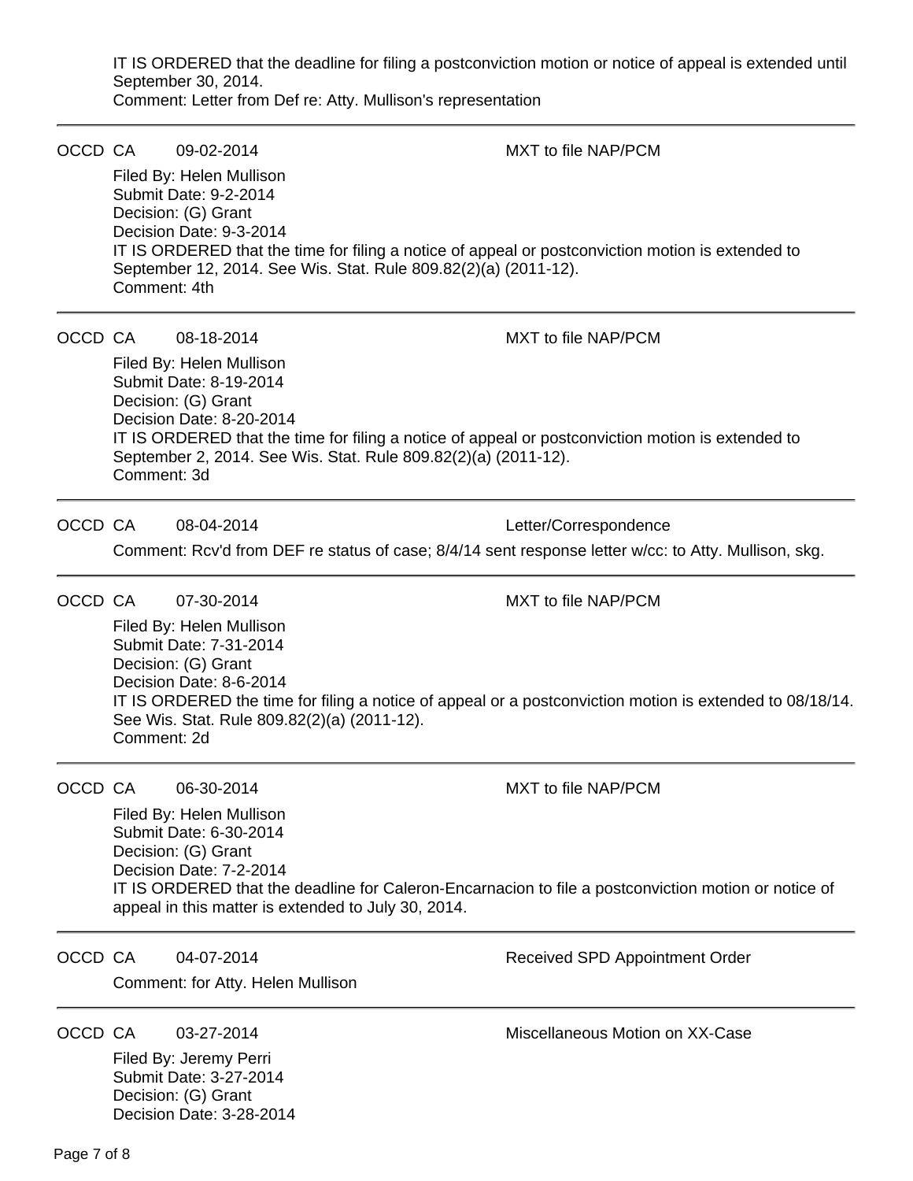IT IS ORDERED that the deadline for filing a postconviction motion or notice of appeal is extended until September 30, 2014.
Comment: Letter from Def re: Atty. Mullison's representation

---

OCCD CA 09-02-2014 MXT to file NAP/PCM

Filed By: Helen Mullison
Submit Date: 9-2-2014
Decision: (G) Grant
Decision Date: 9-3-2014
IT IS ORDERED that the time for filing a notice of appeal or postconviction motion is extended to September 12, 2014. See Wis. Stat. Rule 809.82(2)(a) (2011-12).
Comment: 4th

---

OCCD CA 08-18-2014 MXT to file NAP/PCM

Filed By: Helen Mullison
Submit Date: 8-19-2014
Decision: (G) Grant
Decision Date: 8-20-2014
IT IS ORDERED that the time for filing a notice of appeal or postconviction motion is extended to September 2, 2014. See Wis. Stat. Rule 809.82(2)(a) (2011-12).
Comment: 3d

---

OCCD CA 08-04-2014 Letter/Correspondence

Comment: Rcv'd from DEF re status of case; 8/4/14 sent response letter w/cc: to Atty. Mullison, skg.

---

OCCD CA 07-30-2014 MXT to file NAP/PCM

Filed By: Helen Mullison
Submit Date: 7-31-2014
Decision: (G) Grant
Decision Date: 8-6-2014
IT IS ORDERED the time for filing a notice of appeal or a postconviction motion is extended to 08/18/14. See Wis. Stat. Rule 809.82(2)(a) (2011-12).
Comment: 2d

---

OCCD CA 06-30-2014 MXT to file NAP/PCM

Filed By: Helen Mullison
Submit Date: 6-30-2014
Decision: (G) Grant
Decision Date: 7-2-2014
IT IS ORDERED that the deadline for Caleron-Encarnacion to file a postconviction motion or notice of appeal in this matter is extended to July 30, 2014.

---

OCCD CA 04-07-2014 Received SPD Appointment Order

Comment: for Atty. Helen Mullison

---

OCCD CA 03-27-2014 Miscellaneous Motion on XX-Case

Filed By: Jeremy Perri
Submit Date: 3-27-2014
Decision: (G) Grant
Decision Date: 3-28-2014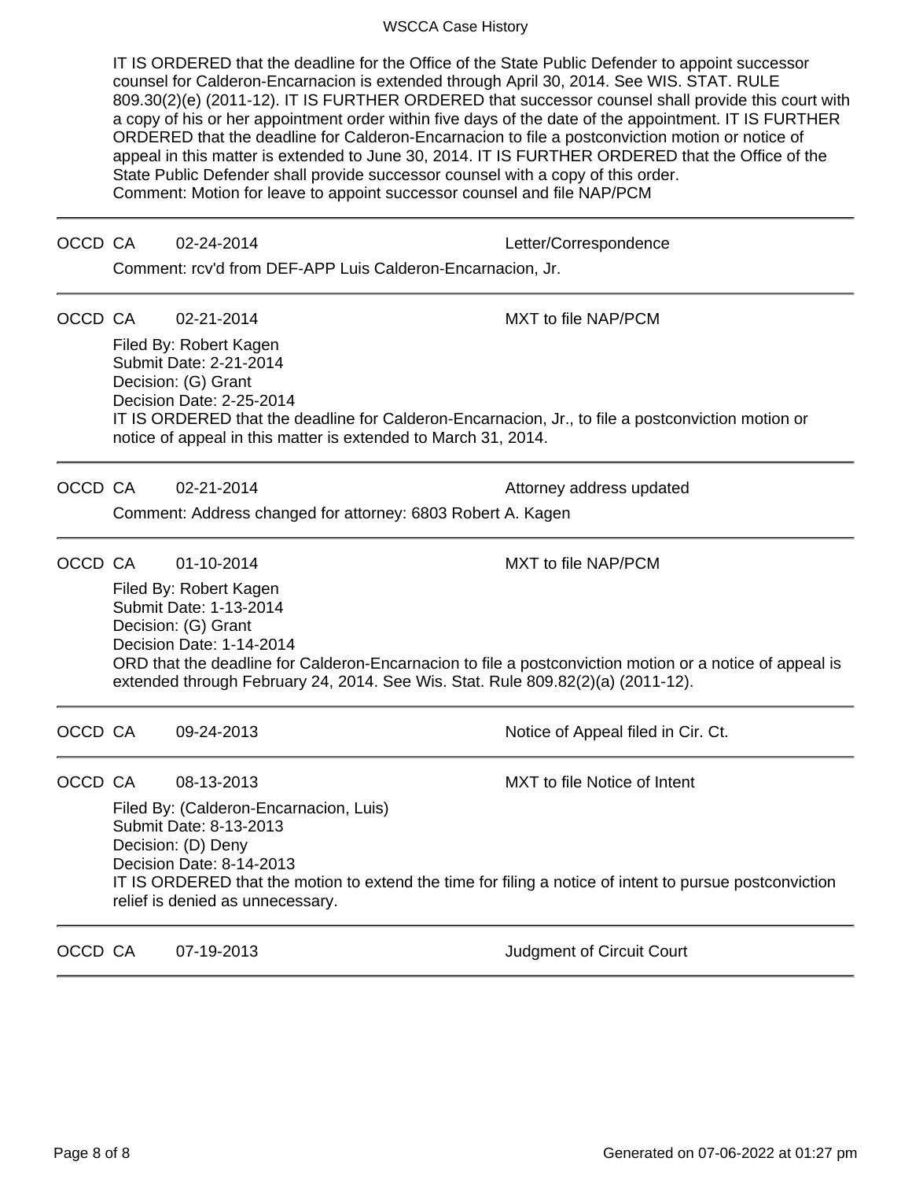IT IS ORDERED that the deadline for the Office of the State Public Defender to appoint successor counsel for Calderon-Encarnacion is extended through April 30, 2014. See WIS. STAT. RULE 809.30(2)(e) (2011-12). IT IS FURTHER ORDERED that successor counsel shall provide this court with a copy of his or her appointment order within five days of the date of the appointment. IT IS FURTHER ORDERED that the deadline for Calderon-Encarnacion to file a postconviction motion or notice of appeal in this matter is extended to June 30, 2014. IT IS FURTHER ORDERED that the Office of the State Public Defender shall provide successor counsel with a copy of this order.
Comment: Motion for leave to appoint successor counsel and file NAP/PCM

---

OCCD CA 02-24-2014 Letter/Correspondence

Comment: rcv'd from DEF-APP Luis Calderon-Encarnacion, Jr.

---

OCCD CA 02-21-2014 MXT to file NAP/PCM

Filed By: Robert Kagen
Submit Date: 2-21-2014
Decision: (G) Grant
Decision Date: 2-25-2014
IT IS ORDERED that the deadline for Calderon-Encarnacion, Jr., to file a postconviction motion or notice of appeal in this matter is extended to March 31, 2014.

---

OCCD CA 02-21-2014 Attorney address updated

Comment: Address changed for attorney: 6803 Robert A. Kagen

---

OCCD CA 01-10-2014 MXT to file NAP/PCM

Filed By: Robert Kagen
Submit Date: 1-13-2014
Decision: (G) Grant
Decision Date: 1-14-2014
ORD that the deadline for Calderon-Encarnacion to file a postconviction motion or a notice of appeal is extended through February 24, 2014. See Wis. Stat. Rule 809.82(2)(a) (2011-12).

---

OCCD CA 09-24-2013 Notice of Appeal filed in Cir. Ct.

---

OCCD CA 08-13-2013 MXT to file Notice of Intent

Filed By: (Calderon-Encarnacion, Luis)
Submit Date: 8-13-2013
Decision: (D) Deny
Decision Date: 8-14-2013
IT IS ORDERED that the motion to extend the time for filing a notice of intent to pursue postconviction relief is denied as unnecessary.

---

OCCD CA 07-19-2013 Judgment of Circuit Court

---